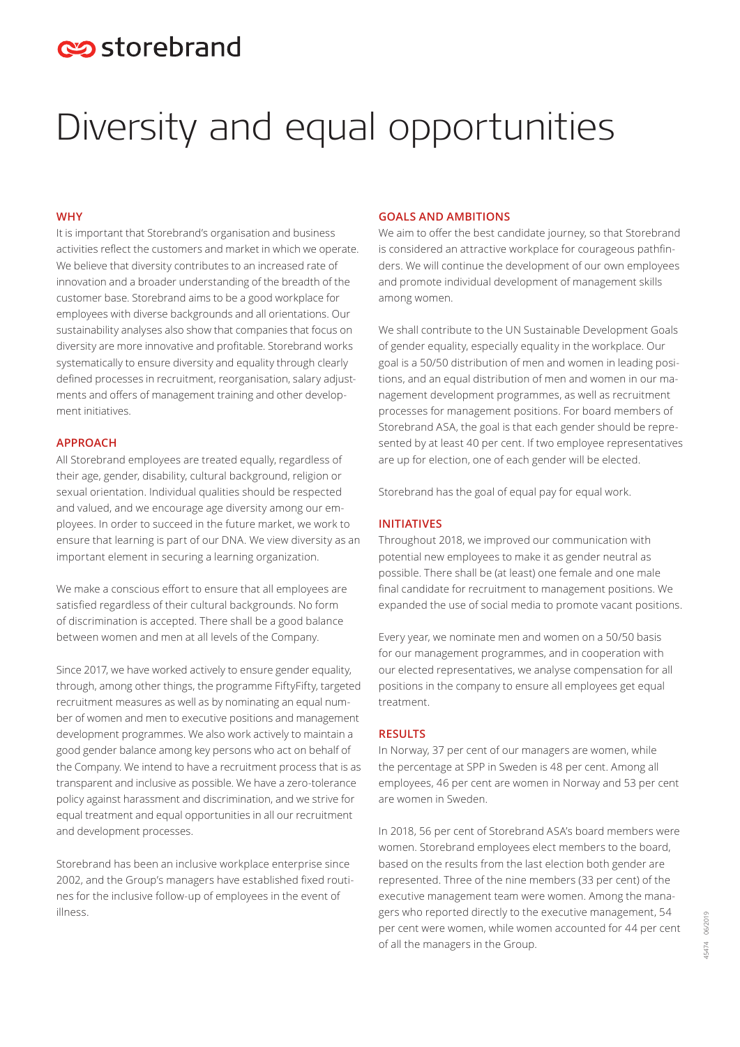storebrand

# Diversity and equal opportunities

## WHY

It is important that Storebrand's organisation and business activities reflect the customers and market in which we operate. We believe that diversity contributes to an increased rate of innovation and a broader understanding of the breadth of the customer base. Storebrand aims to be a good workplace for employees with diverse backgrounds and all orientations. Our sustainability analyses also show that companies that focus on diversity are more innovative and profitable. Storebrand works systematically to ensure diversity and equality through clearly defined processes in recruitment, reorganisation, salary adjustments and offers of management training and other development initiatives.

## APPROACH

All Storebrand employees are treated equally, regardless of their age, gender, disability, cultural background, religion or sexual orientation. Individual qualities should be respected and valued, and we encourage age diversity among our employees. In order to succeed in the future market, we work to ensure that learning is part of our DNA. We view diversity as an important element in securing a learning organization.

We make a conscious effort to ensure that all employees are satisfied regardless of their cultural backgrounds. No form of discrimination is accepted. There shall be a good balance between women and men at all levels of the Company.

Since 2017, we have worked actively to ensure gender equality, through, among other things, the programme FiftyFifty, targeted recruitment measures as well as by nominating an equal number of women and men to executive positions and management development programmes. We also work actively to maintain a good gender balance among key persons who act on behalf of the Company. We intend to have a recruitment process that is as transparent and inclusive as possible. We have a zero-tolerance policy against harassment and discrimination, and we strive for equal treatment and equal opportunities in all our recruitment and development processes.

Storebrand has been an inclusive workplace enterprise since 2002, and the Group's managers have established fixed routines for the inclusive follow-up of employees in the event of illness.

## GOALS AND AMBITIONS

We aim to offer the best candidate journey, so that Storebrand is considered an attractive workplace for courageous pathfinders. We will continue the development of our own employees and promote individual development of management skills among women.

We shall contribute to the UN Sustainable Development Goals of gender equality, especially equality in the workplace. Our goal is a 50/50 distribution of men and women in leading positions, and an equal distribution of men and women in our management development programmes, as well as recruitment processes for management positions. For board members of Storebrand ASA, the goal is that each gender should be represented by at least 40 per cent. If two employee representatives are up for election, one of each gender will be elected.

Storebrand has the goal of equal pay for equal work.

## INITIATIVES

Throughout 2018, we improved our communication with potential new employees to make it as gender neutral as possible. There shall be (at least) one female and one male final candidate for recruitment to management positions. We expanded the use of social media to promote vacant positions.

Every year, we nominate men and women on a 50/50 basis for our management programmes, and in cooperation with our elected representatives, we analyse compensation for all positions in the company to ensure all employees get equal treatment.

## RESULTS

In Norway, 37 per cent of our managers are women, while the percentage at SPP in Sweden is 48 per cent. Among all employees, 46 per cent are women in Norway and 53 per cent are women in Sweden.

In 2018, 56 per cent of Storebrand ASA's board members were women. Storebrand employees elect members to the board, based on the results from the last election both gender are represented. Three of the nine members (33 per cent) of the executive management team were women. Among the managers who reported directly to the executive management, 54 per cent were women, while women accounted for 44 per cent of all the managers in the Group.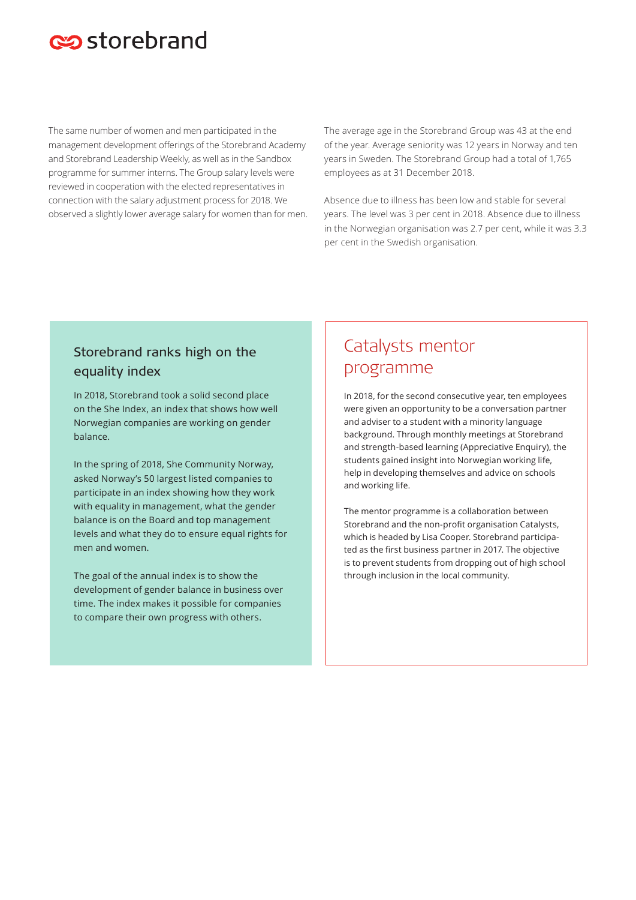The same number of women and men participated in the management development offerings of the Storebrand Academy and Storebrand Leadership Weekly, as well as in the Sandbox programme for summer interns. The Group salary levels were reviewed in cooperation with the elected representatives in connection with the salary adjustment process for 2018. We observed a slightly lower average salary for women than for men.

The average age in the Storebrand Group was 43 at the end of the year. Average seniority was 12 years in Norway and ten years in Sweden. The Storebrand Group had a total of 1,765 employees as at 31 December 2018.

Absence due to illness has been low and stable for several years. The level was 3 per cent in 2018. Absence due to illness in the Norwegian organisation was 2.7 per cent, while it was 3.3 per cent in the Swedish organisation.

### Storebrand ranks high on the equality index

In 2018, Storebrand took a solid second place on the She Index, an index that shows how well Norwegian companies are working on gender balance.

In the spring of 2018, She Community Norway, asked Norway's 50 largest listed companies to participate in an index showing how they work with equality in management, what the gender balance is on the Board and top management levels and what they do to ensure equal rights for men and women.

The goal of the annual index is to show the development of gender balance in business over time. The index makes it possible for companies to compare their own progress with others.

## Catalysts mentor programme

In 2018, for the second consecutive year, ten employees were given an opportunity to be a conversation partner and adviser to a student with a minority language background. Through monthly meetings at Storebrand and strength-based learning (Appreciative Enquiry), the students gained insight into Norwegian working life, help in developing themselves and advice on schools and working life.

The mentor programme is a collaboration between Storebrand and the non-profit organisation Catalysts, which is headed by Lisa Cooper. Storebrand participated as the first business partner in 2017. The objective is to prevent students from dropping out of high school through inclusion in the local community.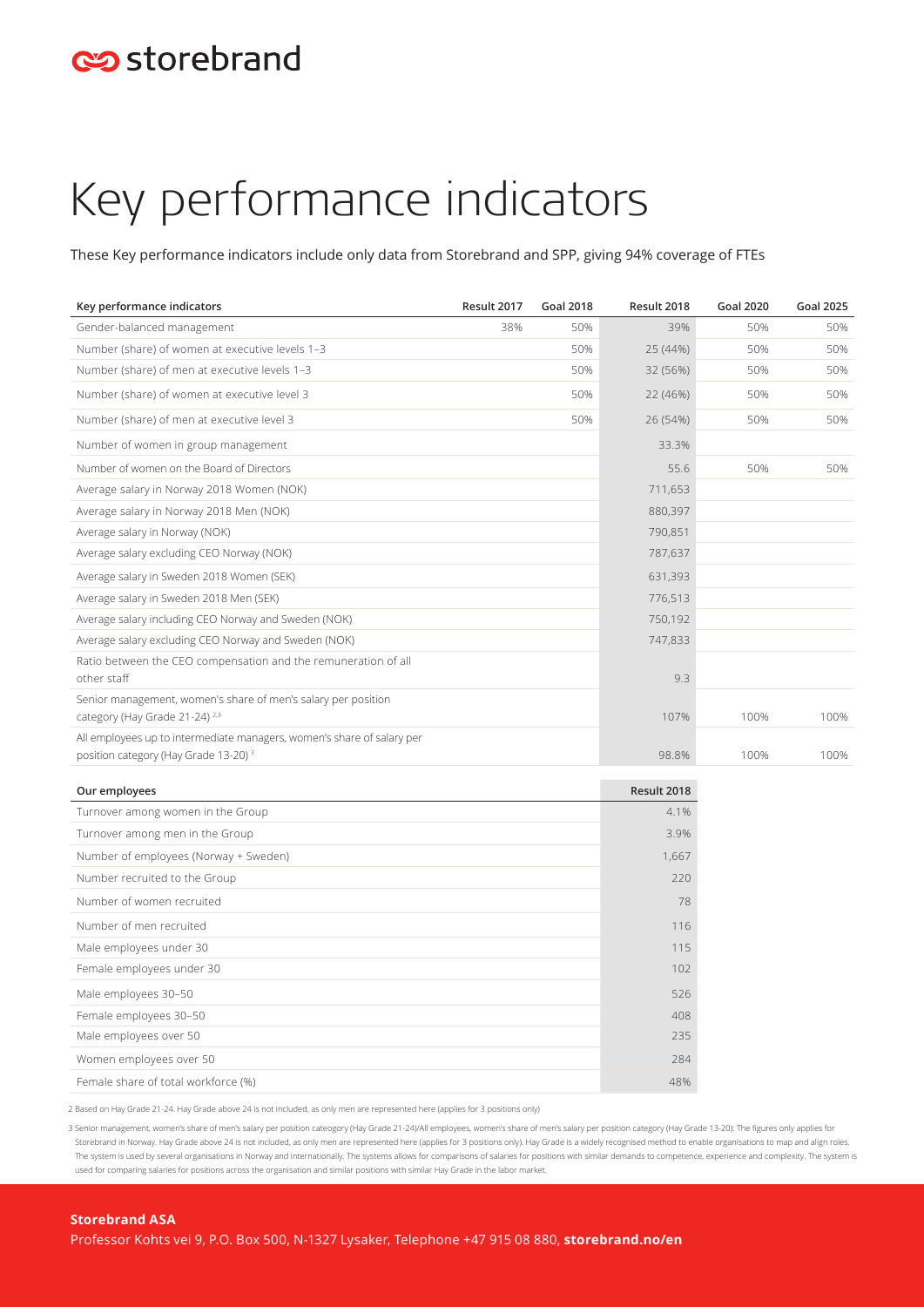# Key performance indicators

These Key performance indicators include only data from Storebrand and SPP, giving 94% coverage of FTEs

| Key performance indicators | Result 2017 | Goal 2018 | Result 2018 | Goal 2020 | Goal 2025 |
|---|---|---|---|---|---|
| Gender-balanced management | 38% | 50% | 39% | 50% | 50% |
| Number (share) of women at executive levels 1–3 | | 50% | 25 (44%) | 50% | 50% |
| Number (share) of men at executive levels 1–3 | | 50% | 32 (56%) | 50% | 50% |
| Number (share) of women at executive level 3 | | 50% | 22 (46%) | 50% | 50% |
| Number (share) of men at executive level 3 | | 50% | 26 (54%) | 50% | 50% |
| Number of women in group management | | | 33.3% | | |
| Number of women on the Board of Directors | | | 55.6 | 50% | 50% |
| Average salary in Norway 2018 Women (NOK) | | | 711,653 | | |
| Average salary in Norway 2018 Men (NOK) | | | 880,397 | | |
| Average salary in Norway (NOK) | | | 790,851 | | |
| Average salary excluding CEO Norway (NOK) | | | 787,637 | | |
| Average salary in Sweden 2018 Women (SEK) | | | 631,393 | | |
| Average salary in Sweden 2018 Men (SEK) | | | 776,513 | | |
| Average salary including CEO Norway and Sweden (NOK) | | | 750,192 | | |
| Average salary excluding CEO Norway and Sweden (NOK) | | | 747,833 | | |
| Ratio between the CEO compensation and the remuneration of all other staff | | | 9.3 | | |
| Senior management, women's share of men's salary per position category (Hay Grade 21-24) [2,3] | | | 107% | 100% | 100% |
| All employees up to intermediate managers, women's share of salary per position category (Hay Grade 13-20) [3] | | | 98.8% | 100% | 100% |

| Our employees | Result 2018 |
|---|---|
| Turnover among women in the Group | 4.1% |
| Turnover among men in the Group | 3.9% |
| Number of employees (Norway + Sweden) | 1,667 |
| Number recruited to the Group | 220 |
| Number of women recruited | 78 |
| Number of men recruited | 116 |
| Male employees under 30 | 115 |
| Female employees under 30 | 102 |
| Male employees 30–50 | 526 |
| Female employees 30–50 | 408 |
| Male employees over 50 | 235 |
| Women employees over 50 | 284 |
| Female share of total workforce (%) | 48% |

2 Based on Hay Grade 21-24. Hay Grade above 24 is not included, as only men are represented here (applies for 3 positions only)

3 Senior management, women's share of men's salary per position cateogory (Hay Grade 21-24)/All employees, women's share of men's salary per position category (Hay Grade 13-20): The figures only applies for Storebrand in Norway. Hay Grade above 24 is not included, as only men are represented here (applies for 3 positions only). Hay Grade is a widely recognised method to enable organisations to map and align roles. The system is used by several organisations in Norway and internationally. The systems allows for comparisons of salaries for positions with similar demands to competence, experience and complexity. The system is used for comparing salaries for positions across the organisation and similar positions with similar Hay Grade in the labor market.

**Storebrand ASA**
Professor Kohts vei 9, P.O. Box 500, N-1327 Lysaker, Telephone +47 915 08 880, **storebrand.no/en**